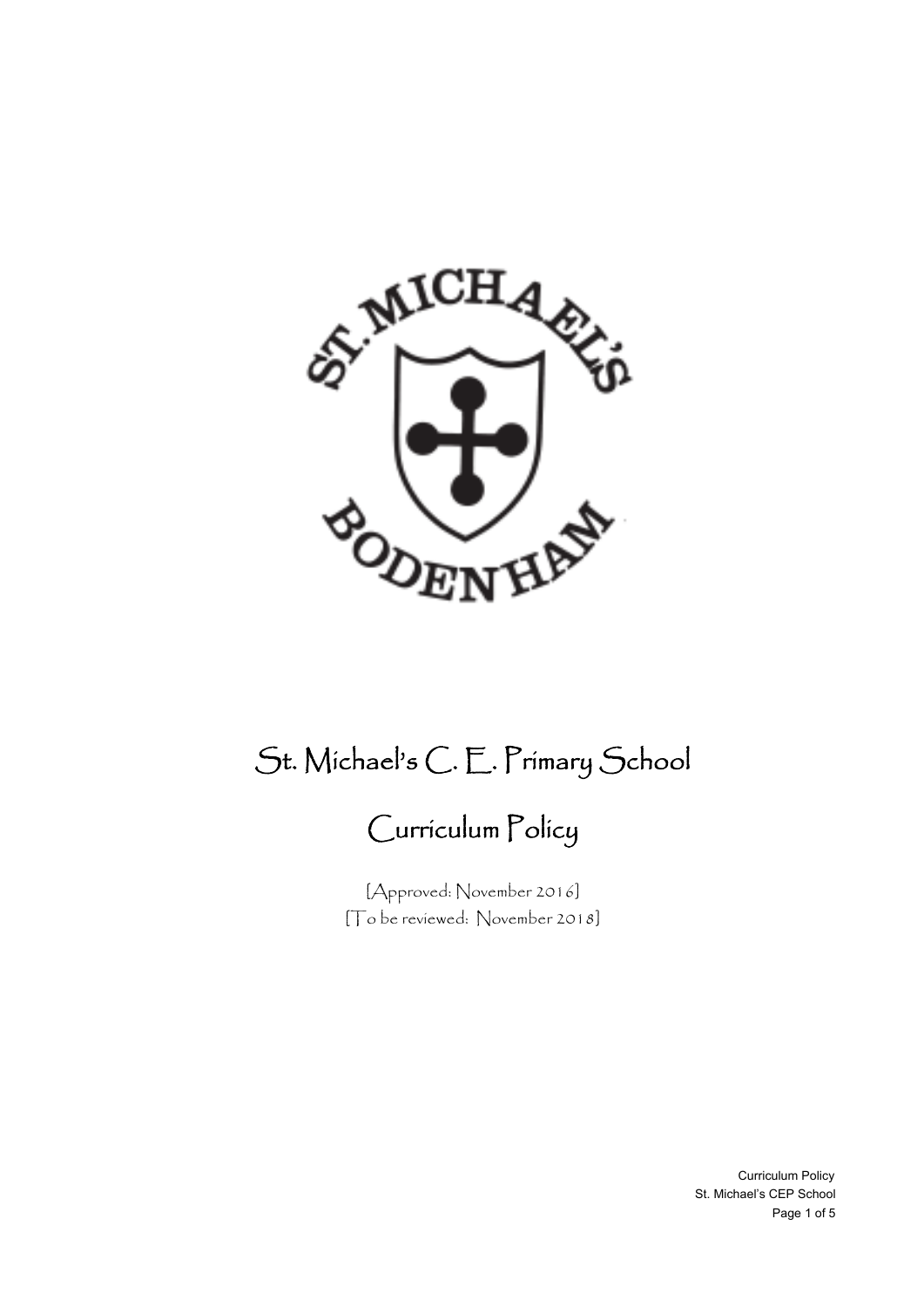# St. Michael's C. E. Primary School

# Curriculum Policy

[Approved: November 2016]
[To be reviewed: November 2018]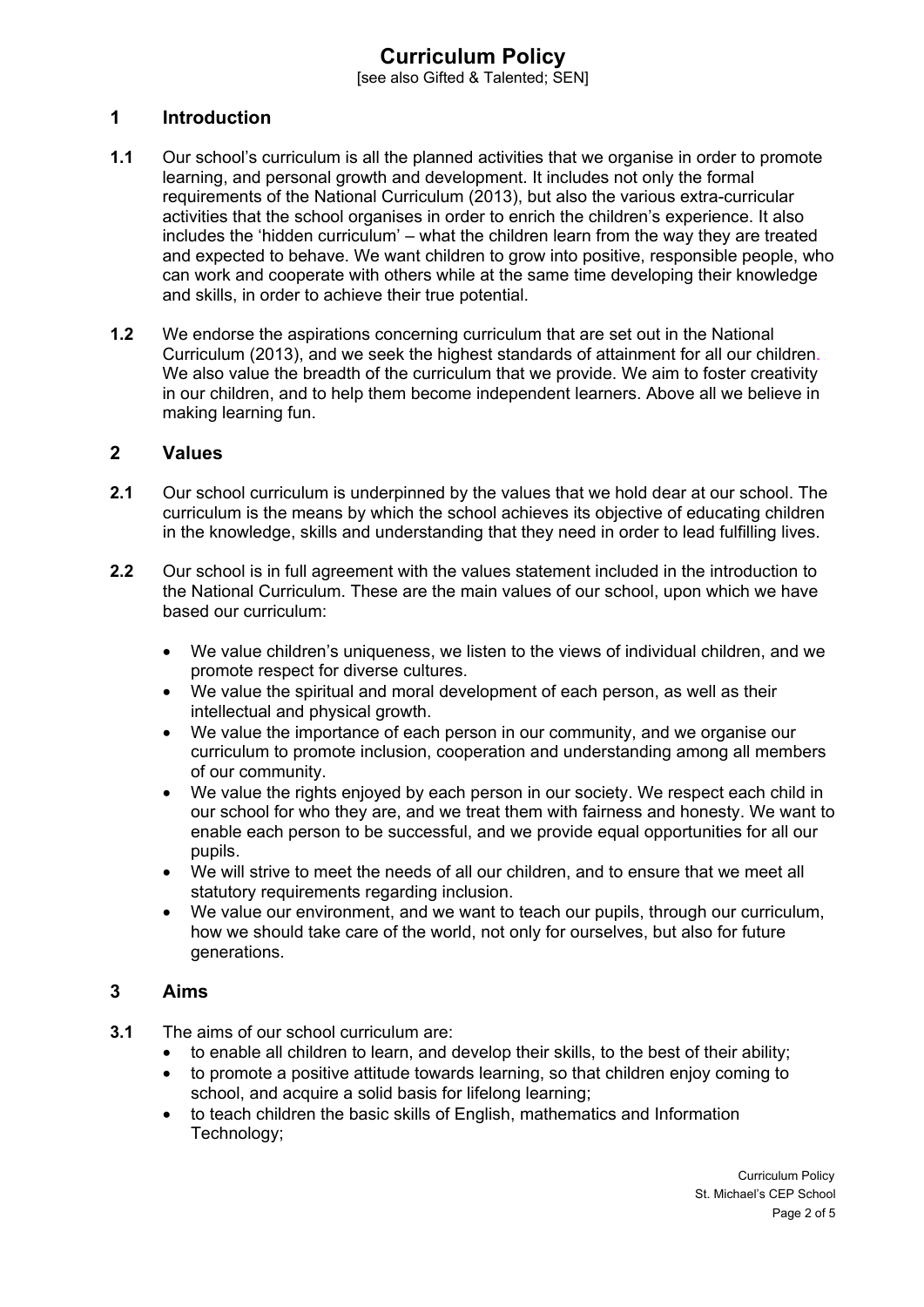# Curriculum Policy

[see also Gifted & Talented; SEN]

## 1 Introduction

**1.1** Our school's curriculum is all the planned activities that we organise in order to promote learning, and personal growth and development. It includes not only the formal requirements of the National Curriculum (2013), but also the various extra-curricular activities that the school organises in order to enrich the children's experience. It also includes the 'hidden curriculum' – what the children learn from the way they are treated and expected to behave. We want children to grow into positive, responsible people, who can work and cooperate with others while at the same time developing their knowledge and skills, in order to achieve their true potential.

**1.2** We endorse the aspirations concerning curriculum that are set out in the National Curriculum (2013), and we seek the highest standards of attainment for all our children. We also value the breadth of the curriculum that we provide. We aim to foster creativity in our children, and to help them become independent learners. Above all we believe in making learning fun.

## 2 Values

**2.1** Our school curriculum is underpinned by the values that we hold dear at our school. The curriculum is the means by which the school achieves its objective of educating children in the knowledge, skills and understanding that they need in order to lead fulfilling lives.

**2.2** Our school is in full agreement with the values statement included in the introduction to the National Curriculum. These are the main values of our school, upon which we have based our curriculum:

- We value children's uniqueness, we listen to the views of individual children, and we promote respect for diverse cultures.
- We value the spiritual and moral development of each person, as well as their intellectual and physical growth.
- We value the importance of each person in our community, and we organise our curriculum to promote inclusion, cooperation and understanding among all members of our community.
- We value the rights enjoyed by each person in our society. We respect each child in our school for who they are, and we treat them with fairness and honesty. We want to enable each person to be successful, and we provide equal opportunities for all our pupils.
- We will strive to meet the needs of all our children, and to ensure that we meet all statutory requirements regarding inclusion.
- We value our environment, and we want to teach our pupils, through our curriculum, how we should take care of the world, not only for ourselves, but also for future generations.

## 3 Aims

**3.1** The aims of our school curriculum are:

- to enable all children to learn, and develop their skills, to the best of their ability;
- to promote a positive attitude towards learning, so that children enjoy coming to school, and acquire a solid basis for lifelong learning;
- to teach children the basic skills of English, mathematics and Information Technology;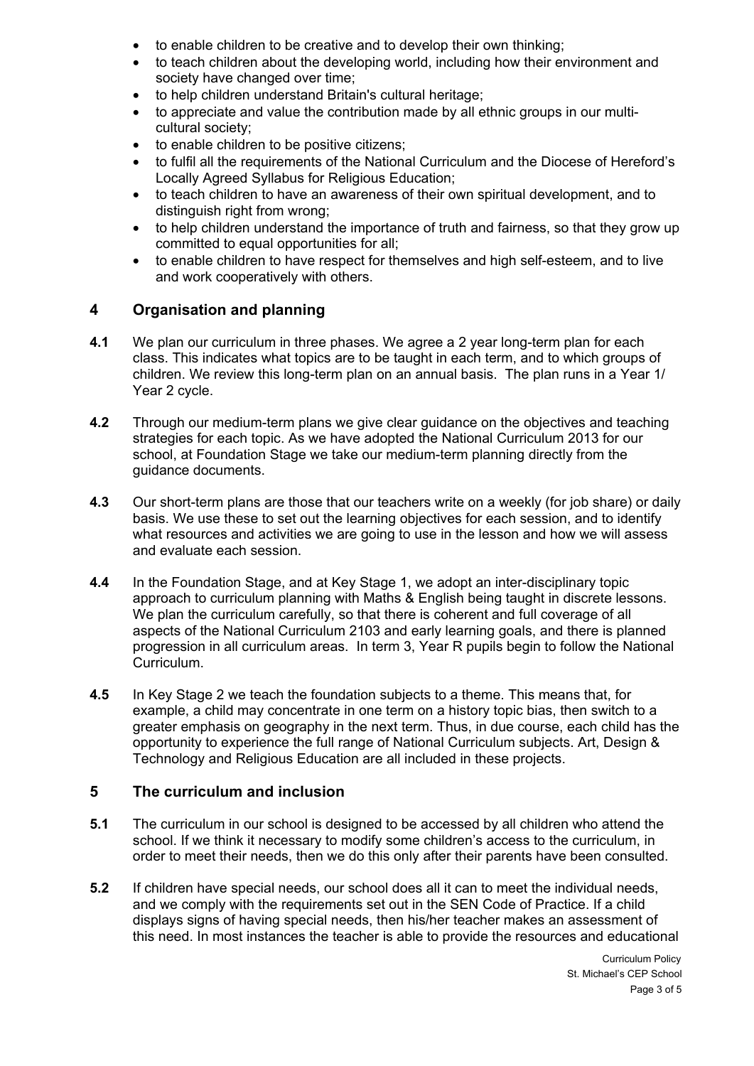- to enable children to be creative and to develop their own thinking;
- to teach children about the developing world, including how their environment and society have changed over time;
- to help children understand Britain's cultural heritage;
- to appreciate and value the contribution made by all ethnic groups in our multi-cultural society;
- to enable children to be positive citizens;
- to fulfil all the requirements of the National Curriculum and the Diocese of Hereford's Locally Agreed Syllabus for Religious Education;
- to teach children to have an awareness of their own spiritual development, and to distinguish right from wrong;
- to help children understand the importance of truth and fairness, so that they grow up committed to equal opportunities for all;
- to enable children to have respect for themselves and high self-esteem, and to live and work cooperatively with others.

## 4 Organisation and planning

**4.1** We plan our curriculum in three phases. We agree a 2 year long-term plan for each class. This indicates what topics are to be taught in each term, and to which groups of children. We review this long-term plan on an annual basis. The plan runs in a Year 1/ Year 2 cycle.

**4.2** Through our medium-term plans we give clear guidance on the objectives and teaching strategies for each topic. As we have adopted the National Curriculum 2013 for our school, at Foundation Stage we take our medium-term planning directly from the guidance documents.

**4.3** Our short-term plans are those that our teachers write on a weekly (for job share) or daily basis. We use these to set out the learning objectives for each session, and to identify what resources and activities we are going to use in the lesson and how we will assess and evaluate each session.

**4.4** In the Foundation Stage, and at Key Stage 1, we adopt an inter-disciplinary topic approach to curriculum planning with Maths & English being taught in discrete lessons. We plan the curriculum carefully, so that there is coherent and full coverage of all aspects of the National Curriculum 2103 and early learning goals, and there is planned progression in all curriculum areas. In term 3, Year R pupils begin to follow the National Curriculum.

**4.5** In Key Stage 2 we teach the foundation subjects to a theme. This means that, for example, a child may concentrate in one term on a history topic bias, then switch to a greater emphasis on geography in the next term. Thus, in due course, each child has the opportunity to experience the full range of National Curriculum subjects. Art, Design & Technology and Religious Education are all included in these projects.

## 5 The curriculum and inclusion

**5.1** The curriculum in our school is designed to be accessed by all children who attend the school. If we think it necessary to modify some children's access to the curriculum, in order to meet their needs, then we do this only after their parents have been consulted.

**5.2** If children have special needs, our school does all it can to meet the individual needs, and we comply with the requirements set out in the SEN Code of Practice. If a child displays signs of having special needs, then his/her teacher makes an assessment of this need. In most instances the teacher is able to provide the resources and educational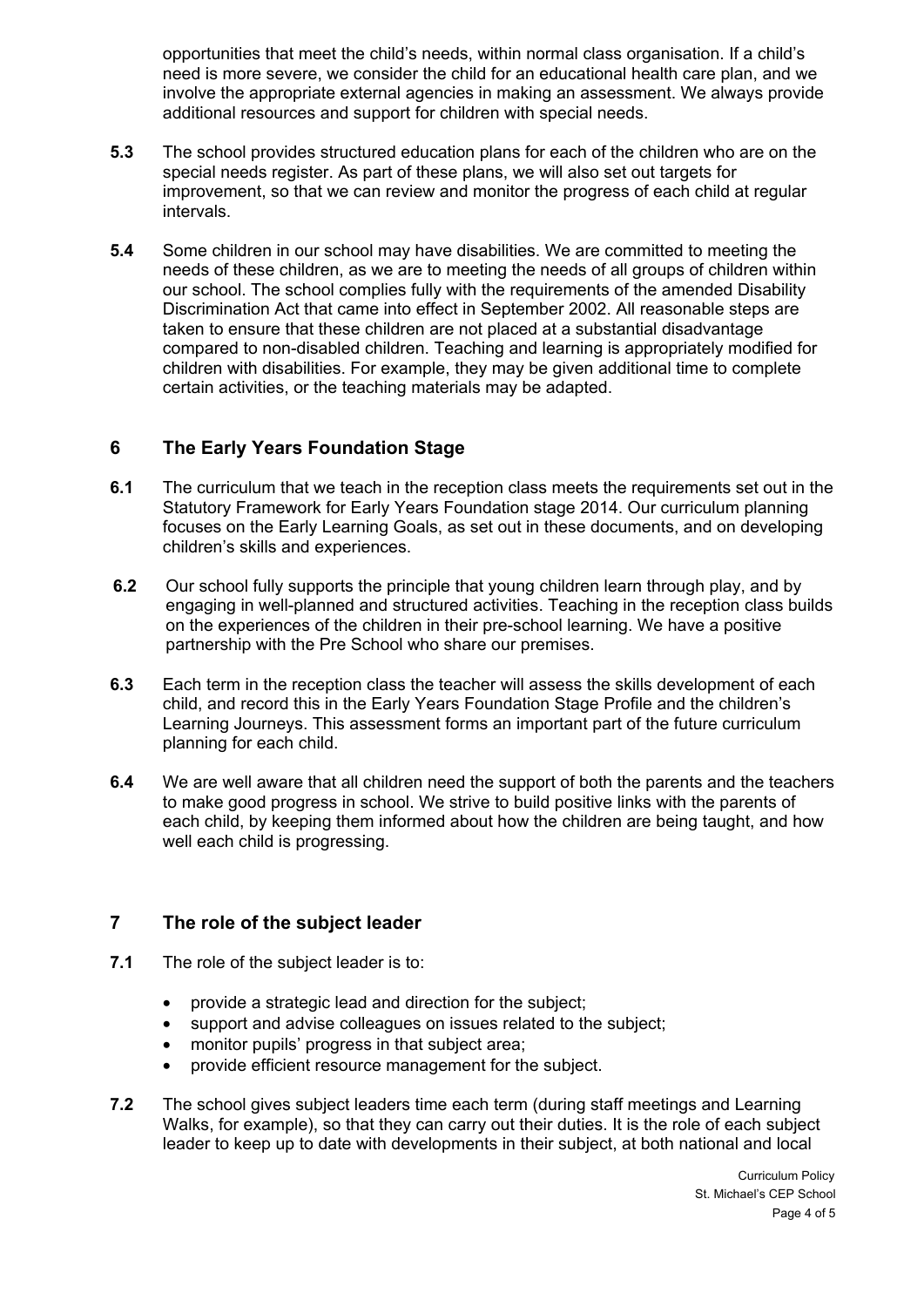opportunities that meet the child's needs, within normal class organisation. If a child's need is more severe, we consider the child for an educational health care plan, and we involve the appropriate external agencies in making an assessment. We always provide additional resources and support for children with special needs.

**5.3** The school provides structured education plans for each of the children who are on the special needs register. As part of these plans, we will also set out targets for improvement, so that we can review and monitor the progress of each child at regular intervals.

**5.4** Some children in our school may have disabilities. We are committed to meeting the needs of these children, as we are to meeting the needs of all groups of children within our school. The school complies fully with the requirements of the amended Disability Discrimination Act that came into effect in September 2002. All reasonable steps are taken to ensure that these children are not placed at a substantial disadvantage compared to non-disabled children. Teaching and learning is appropriately modified for children with disabilities. For example, they may be given additional time to complete certain activities, or the teaching materials may be adapted.

## 6 The Early Years Foundation Stage

**6.1** The curriculum that we teach in the reception class meets the requirements set out in the Statutory Framework for Early Years Foundation stage 2014. Our curriculum planning focuses on the Early Learning Goals, as set out in these documents, and on developing children's skills and experiences.

**6.2** Our school fully supports the principle that young children learn through play, and by engaging in well-planned and structured activities. Teaching in the reception class builds on the experiences of the children in their pre-school learning. We have a positive partnership with the Pre School who share our premises.

**6.3** Each term in the reception class the teacher will assess the skills development of each child, and record this in the Early Years Foundation Stage Profile and the children's Learning Journeys. This assessment forms an important part of the future curriculum planning for each child.

**6.4** We are well aware that all children need the support of both the parents and the teachers to make good progress in school. We strive to build positive links with the parents of each child, by keeping them informed about how the children are being taught, and how well each child is progressing.

## 7 The role of the subject leader

**7.1** The role of the subject leader is to:

- provide a strategic lead and direction for the subject;
- support and advise colleagues on issues related to the subject;
- monitor pupils' progress in that subject area;
- provide efficient resource management for the subject.

**7.2** The school gives subject leaders time each term (during staff meetings and Learning Walks, for example), so that they can carry out their duties. It is the role of each subject leader to keep up to date with developments in their subject, at both national and local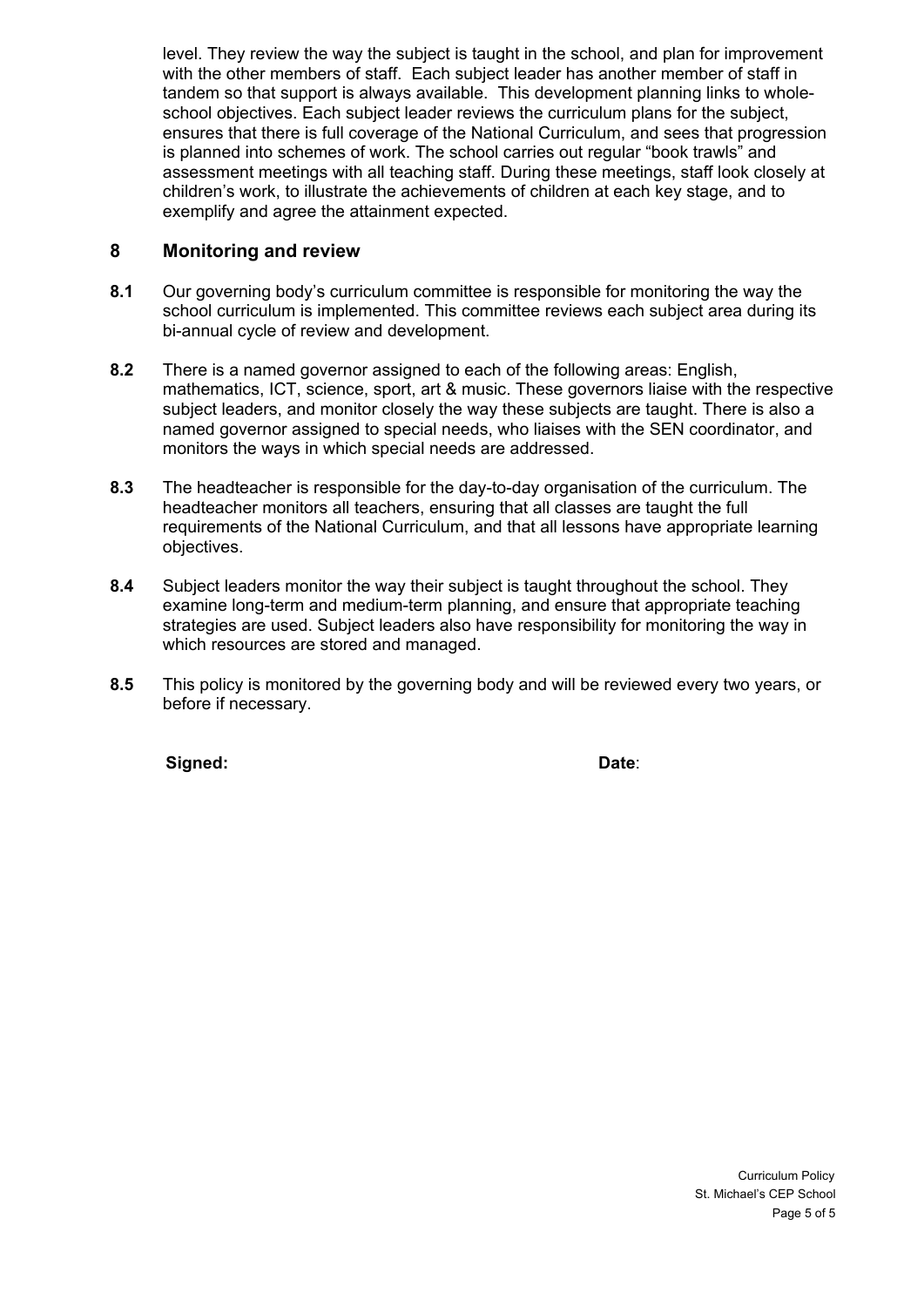level. They review the way the subject is taught in the school, and plan for improvement with the other members of staff. Each subject leader has another member of staff in tandem so that support is always available. This development planning links to whole-school objectives. Each subject leader reviews the curriculum plans for the subject, ensures that there is full coverage of the National Curriculum, and sees that progression is planned into schemes of work. The school carries out regular "book trawls" and assessment meetings with all teaching staff. During these meetings, staff look closely at children's work, to illustrate the achievements of children at each key stage, and to exemplify and agree the attainment expected.

## 8 Monitoring and review

**8.1** Our governing body's curriculum committee is responsible for monitoring the way the school curriculum is implemented. This committee reviews each subject area during its bi-annual cycle of review and development.

**8.2** There is a named governor assigned to each of the following areas: English, mathematics, ICT, science, sport, art & music. These governors liaise with the respective subject leaders, and monitor closely the way these subjects are taught. There is also a named governor assigned to special needs, who liaises with the SEN coordinator, and monitors the ways in which special needs are addressed.

**8.3** The headteacher is responsible for the day-to-day organisation of the curriculum. The headteacher monitors all teachers, ensuring that all classes are taught the full requirements of the National Curriculum, and that all lessons have appropriate learning objectives.

**8.4** Subject leaders monitor the way their subject is taught throughout the school. They examine long-term and medium-term planning, and ensure that appropriate teaching strategies are used. Subject leaders also have responsibility for monitoring the way in which resources are stored and managed.

**8.5** This policy is monitored by the governing body and will be reviewed every two years, or before if necessary.

**Signed:** **Date**: